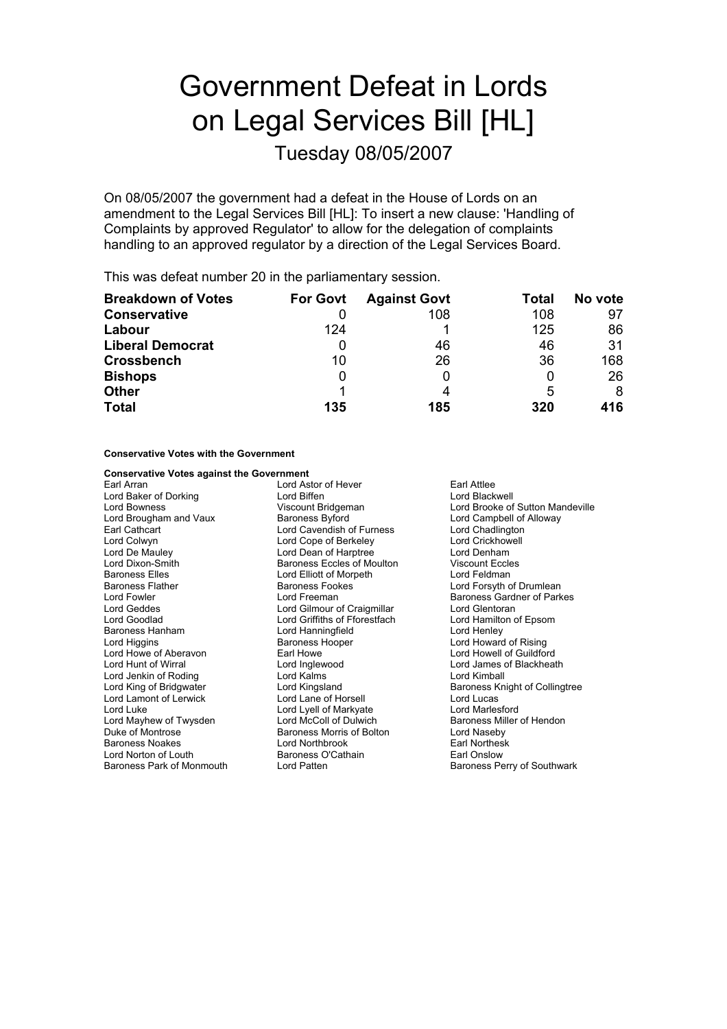# Government Defeat in Lords on Legal Services Bill [HL]

## Tuesday 08/05/2007

On 08/05/2007 the government had a defeat in the House of Lords on an amendment to the Legal Services Bill [HL]: To insert a new clause: 'Handling of Complaints by approved Regulator' to allow for the delegation of complaints handling to an approved regulator by a direction of the Legal Services Board.

This was defeat number 20 in the parliamentary session.

| Breakdown of Votes | For Govt | Against Govt | Total | No vote |
|---|---|---|---|---|
| **Conservative** | 0 | 108 | 108 | 97 |
| **Labour** | 124 | 1 | 125 | 86 |
| **Liberal Democrat** | 0 | 46 | 46 | 31 |
| **Crossbench** | 10 | 26 | 36 | 168 |
| **Bishops** | 0 | 0 | 0 | 26 |
| **Other** | 1 | 4 | 5 | 8 |
| **Total** | **135** | **185** | **320** | **416** |

**Conservative Votes with the Government**

**Conservative Votes against the Government**

Earl Arran
Lord Astor of Hever
Earl Attlee
Lord Baker of Dorking
Lord Biffen
Lord Blackwell
Lord Bowness
Viscount Bridgeman
Lord Brooke of Sutton Mandeville
Lord Brougham and Vaux
Baroness Byford
Lord Campbell of Alloway
Earl Cathcart
Lord Cavendish of Furness
Lord Chadlington
Lord Colwyn
Lord Cope of Berkeley
Lord Crickhowell
Lord De Mauley
Lord Dean of Harptree
Lord Denham
Lord Dixon-Smith
Baroness Eccles of Moulton
Viscount Eccles
Baroness Elles
Lord Elliott of Morpeth
Lord Feldman
Baroness Flather
Baroness Fookes
Lord Forsyth of Drumlean
Lord Fowler
Lord Freeman
Baroness Gardner of Parkes
Lord Geddes
Lord Gilmour of Craigmillar
Lord Glentoran
Lord Goodlad
Lord Griffiths of Fforestfach
Lord Hamilton of Epsom
Baroness Hanham
Lord Hanningfield
Lord Henley
Lord Higgins
Baroness Hooper
Lord Howard of Rising
Lord Howe of Aberavon
Earl Howe
Lord Howell of Guildford
Lord Hunt of Wirral
Lord Inglewood
Lord James of Blackheath
Lord Jenkin of Roding
Lord Kalms
Lord Kimball
Lord King of Bridgwater
Lord Kingsland
Baroness Knight of Collingtree
Lord Lamont of Lerwick
Lord Lane of Horsell
Lord Lucas
Lord Luke
Lord Lyell of Markyate
Lord Marlesford
Lord Mayhew of Twysden
Lord McColl of Dulwich
Baroness Miller of Hendon
Duke of Montrose
Baroness Morris of Bolton
Lord Naseby
Baroness Noakes
Lord Northbrook
Earl Northesk
Lord Norton of Louth
Baroness O'Cathain
Earl Onslow
Baroness Park of Monmouth
Lord Patten
Baroness Perry of Southwark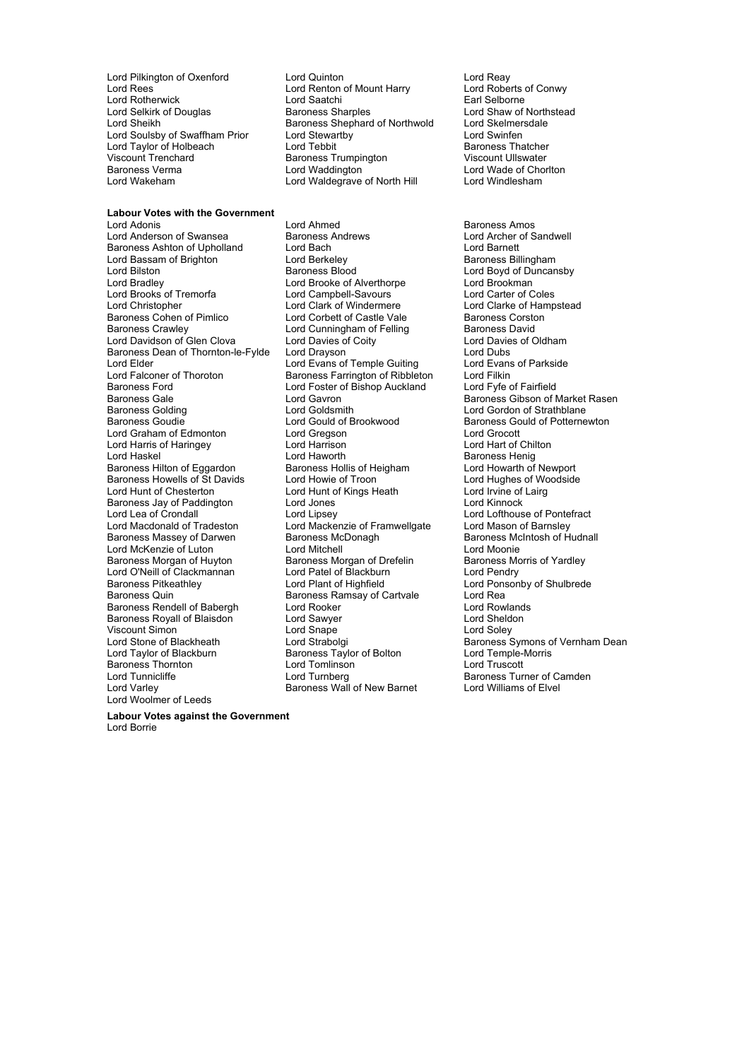Lord Pilkington of Oxenford
Lord Quinton
Lord Reay
Lord Rees
Lord Renton of Mount Harry
Lord Roberts of Conwy
Lord Rotherwick
Lord Saatchi
Earl Selborne
Lord Selkirk of Douglas
Baroness Sharples
Lord Shaw of Northstead
Lord Sheikh
Baroness Shephard of Northwold
Lord Skelmersdale
Lord Soulsby of Swaffham Prior
Lord Stewartby
Lord Swinfen
Lord Taylor of Holbeach
Lord Tebbit
Baroness Thatcher
Viscount Trenchard
Baroness Trumpington
Viscount Ullswater
Baroness Verma
Lord Waddington
Lord Wade of Chorlton
Lord Wakeham
Lord Waldegrave of North Hill
Lord Windlesham

**Labour Votes with the Government**

Lord Adonis
Lord Ahmed
Baroness Amos
Lord Anderson of Swansea
Baroness Andrews
Lord Archer of Sandwell
Baroness Ashton of Upholland
Lord Bach
Lord Barnett
Lord Bassam of Brighton
Lord Berkeley
Baroness Billingham
Lord Bilston
Baroness Blood
Lord Boyd of Duncansby
Lord Bradley
Lord Brooke of Alverthorpe
Lord Brookman
Lord Brooks of Tremorfa
Lord Campbell-Savours
Lord Carter of Coles
Lord Christopher
Lord Clark of Windermere
Lord Clarke of Hampstead
Baroness Cohen of Pimlico
Lord Corbett of Castle Vale
Baroness Corston
Baroness Crawley
Lord Cunningham of Felling
Baroness David
Lord Davidson of Glen Clova
Lord Davies of Coity
Lord Davies of Oldham
Baroness Dean of Thornton-le-Fylde
Lord Drayson
Lord Dubs
Lord Elder
Lord Evans of Temple Guiting
Lord Evans of Parkside
Lord Falconer of Thoroton
Baroness Farrington of Ribbleton
Lord Filkin
Baroness Ford
Lord Foster of Bishop Auckland
Lord Fyfe of Fairfield
Baroness Gale
Lord Gavron
Baroness Gibson of Market Rasen
Baroness Golding
Lord Goldsmith
Lord Gordon of Strathblane
Baroness Goudie
Lord Gould of Brookwood
Baroness Gould of Potternewton
Lord Graham of Edmonton
Lord Gregson
Lord Grocott
Lord Harris of Haringey
Lord Harrison
Lord Hart of Chilton
Lord Haskel
Lord Haworth
Baroness Henig
Baroness Hilton of Eggardon
Baroness Hollis of Heigham
Lord Howarth of Newport
Baroness Howells of St Davids
Lord Howie of Troon
Lord Hughes of Woodside
Lord Hunt of Chesterton
Lord Hunt of Kings Heath
Lord Irvine of Lairg
Baroness Jay of Paddington
Lord Jones
Lord Kinnock
Lord Lea of Crondall
Lord Lipsey
Lord Lofthouse of Pontefract
Lord Macdonald of Tradeston
Lord Mackenzie of Framwellgate
Lord Mason of Barnsley
Baroness Massey of Darwen
Baroness McDonagh
Baroness McIntosh of Hudnall
Lord McKenzie of Luton
Lord Mitchell
Lord Moonie
Baroness Morgan of Huyton
Baroness Morgan of Drefelin
Baroness Morris of Yardley
Lord O'Neill of Clackmannan
Lord Patel of Blackburn
Lord Pendry
Baroness Pitkeathley
Lord Plant of Highfield
Lord Ponsonby of Shulbrede
Baroness Quin
Baroness Ramsay of Cartvale
Lord Rea
Baroness Rendell of Babergh
Lord Rooker
Lord Rowlands
Baroness Royall of Blaisdon
Lord Sawyer
Lord Sheldon
Viscount Simon
Lord Snape
Lord Soley
Lord Stone of Blackheath
Lord Strabolgi
Baroness Symons of Vernham Dean
Lord Taylor of Blackburn
Baroness Taylor of Bolton
Lord Temple-Morris
Baroness Thornton
Lord Tomlinson
Lord Truscott
Lord Tunnicliffe
Lord Turnberg
Baroness Turner of Camden
Lord Varley
Baroness Wall of New Barnet
Lord Williams of Elvel
Lord Woolmer of Leeds

**Labour Votes against the Government**

Lord Borrie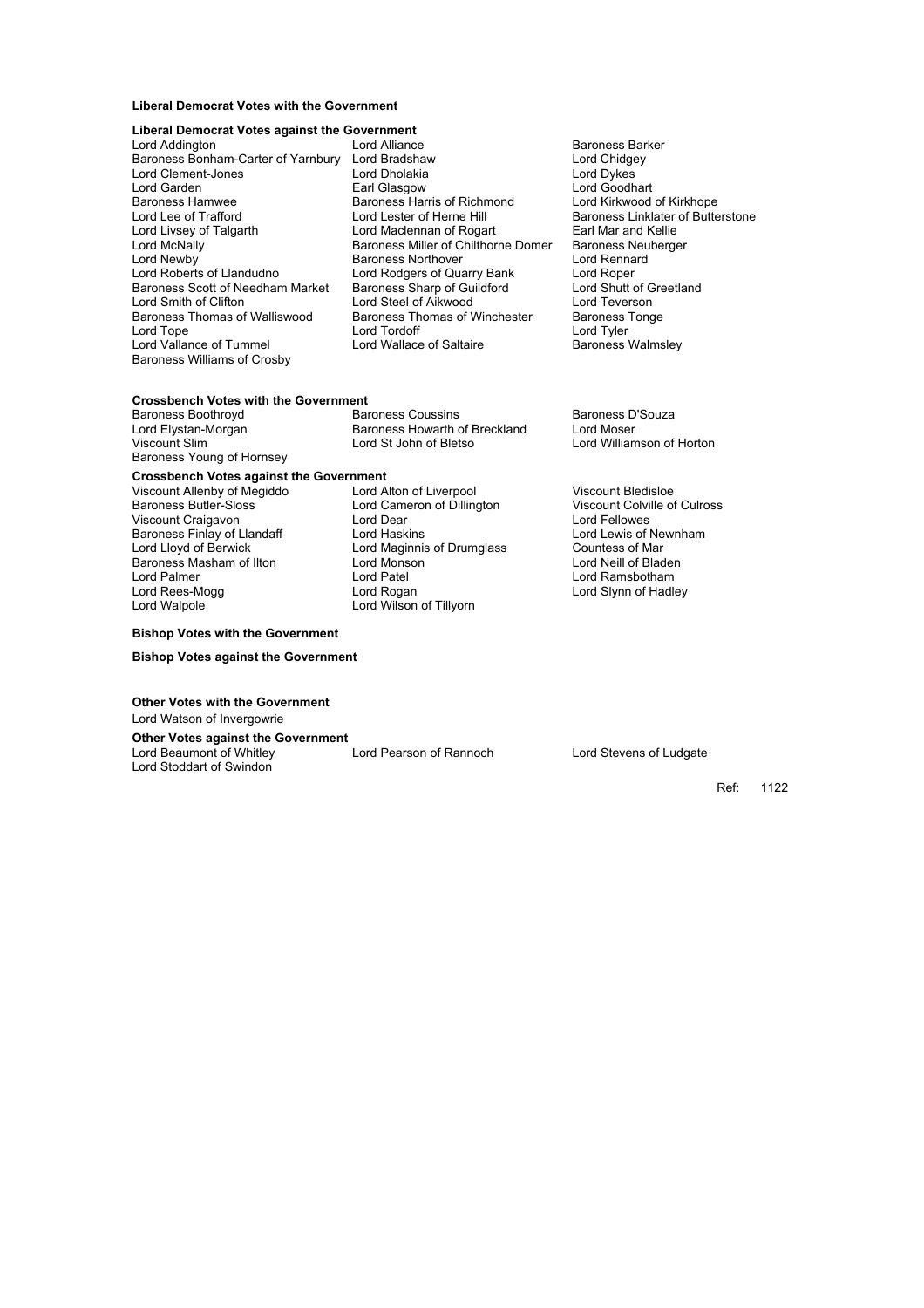**Liberal Democrat Votes with the Government**

**Liberal Democrat Votes against the Government**

Lord Addington, Lord Alliance, Baroness Barker, Baroness Bonham-Carter of Yarnbury, Lord Bradshaw, Lord Chidgey, Lord Clement-Jones, Lord Dholakia, Lord Dykes, Lord Garden, Earl Glasgow, Lord Goodhart, Baroness Hamwee, Baroness Harris of Richmond, Lord Kirkwood of Kirkhope, Lord Lee of Trafford, Lord Lester of Herne Hill, Baroness Linklater of Butterstone, Lord Livsey of Talgarth, Lord Maclennan of Rogart, Earl Mar and Kellie, Lord McNally, Baroness Miller of Chilthorne Domer, Baroness Neuberger, Lord Newby, Baroness Northover, Lord Rennard, Lord Roberts of Llandudno, Lord Rodgers of Quarry Bank, Lord Roper, Baroness Scott of Needham Market, Baroness Sharp of Guildford, Lord Shutt of Greetland, Lord Smith of Clifton, Lord Steel of Aikwood, Lord Teverson, Baroness Thomas of Walliswood, Baroness Thomas of Winchester, Baroness Tonge, Lord Tope, Lord Tordoff, Lord Tyler, Lord Vallance of Tummel, Lord Wallace of Saltaire, Baroness Walmsley, Baroness Williams of Crosby

**Crossbench Votes with the Government**

Baroness Boothroyd, Baroness Coussins, Baroness D'Souza, Lord Elystan-Morgan, Baroness Howarth of Breckland, Lord Moser, Viscount Slim, Lord St John of Bletso, Lord Williamson of Horton, Baroness Young of Hornsey

**Crossbench Votes against the Government**

Viscount Allenby of Megiddo, Lord Alton of Liverpool, Viscount Bledisloe, Baroness Butler-Sloss, Lord Cameron of Dillington, Viscount Colville of Culross, Viscount Craigavon, Lord Dear, Lord Fellowes, Baroness Finlay of Llandaff, Lord Haskins, Lord Lewis of Newnham, Lord Lloyd of Berwick, Lord Maginnis of Drumglass, Countess of Mar, Baroness Masham of Ilton, Lord Monson, Lord Neill of Bladen, Lord Palmer, Lord Patel, Lord Ramsbotham, Lord Rees-Mogg, Lord Rogan, Lord Slynn of Hadley, Lord Walpole, Lord Wilson of Tillyorn

**Bishop Votes with the Government**

**Bishop Votes against the Government**

**Other Votes with the Government**

Lord Watson of Invergowrie

**Other Votes against the Government**

Lord Beaumont of Whitley, Lord Pearson of Rannoch, Lord Stevens of Ludgate, Lord Stoddart of Swindon

Ref: 1122